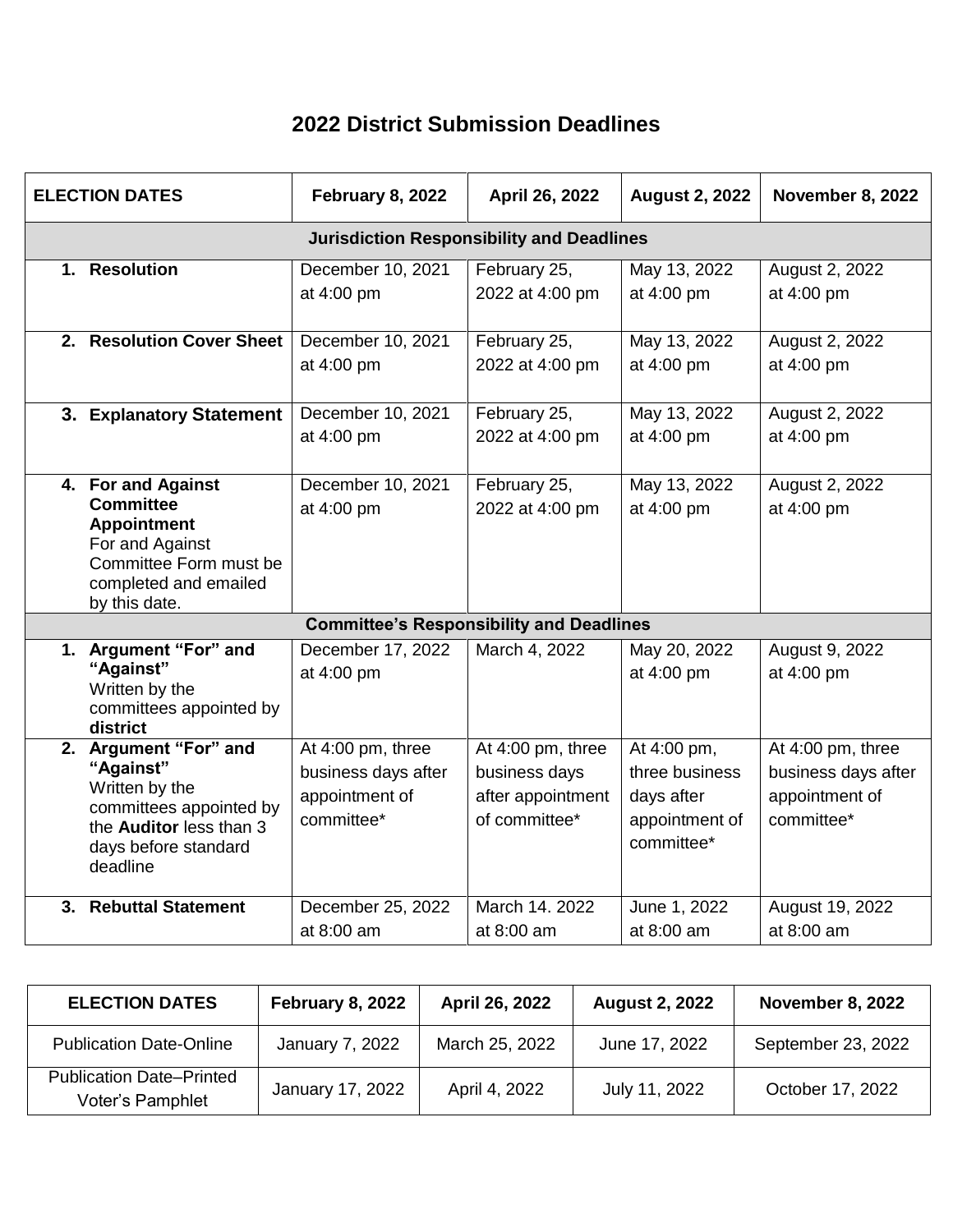# 2022 District Submission Deadlines

| ELECTION DATES | February 8, 2022 | April 26, 2022 | August 2, 2022 | November 8, 2022 |
|---|---|---|---|---|
| **Jurisdiction Responsibility and Deadlines** | | | | |
| 1. **Resolution** | December 10, 2021 at 4:00 pm | February 25, 2022 at 4:00 pm | May 13, 2022 at 4:00 pm | August 2, 2022 at 4:00 pm |
| 2. **Resolution Cover Sheet** | December 10, 2021 at 4:00 pm | February 25, 2022 at 4:00 pm | May 13, 2022 at 4:00 pm | August 2, 2022 at 4:00 pm |
| 3. **Explanatory Statement** | December 10, 2021 at 4:00 pm | February 25, 2022 at 4:00 pm | May 13, 2022 at 4:00 pm | August 2, 2022 at 4:00 pm |
| 4. **For and Against Committee Appointment** For and Against Committee Form must be completed and emailed by this date. | December 10, 2021 at 4:00 pm | February 25, 2022 at 4:00 pm | May 13, 2022 at 4:00 pm | August 2, 2022 at 4:00 pm |
| **Committee's Responsibility and Deadlines** | | | | |
| 1. **Argument "For" and "Against"** Written by the committees appointed by **district** | December 17, 2022 at 4:00 pm | March 4, 2022 | May 20, 2022 at 4:00 pm | August 9, 2022 at 4:00 pm |
| 2. **Argument "For" and "Against"** Written by the committees appointed by the **Auditor** less than 3 days before standard deadline | At 4:00 pm, three business days after appointment of committee* | At 4:00 pm, three business days after appointment of committee* | At 4:00 pm, three business days after appointment of committee* | At 4:00 pm, three business days after appointment of committee* |
| 3. **Rebuttal Statement** | December 25, 2022 at 8:00 am | March 14. 2022 at 8:00 am | June 1, 2022 at 8:00 am | August 19, 2022 at 8:00 am |

| ELECTION DATES | February 8, 2022 | April 26, 2022 | August 2, 2022 | November 8, 2022 |
|---|---|---|---|---|
| Publication Date-Online | January 7, 2022 | March 25, 2022 | June 17, 2022 | September 23, 2022 |
| Publication Date–Printed Voter's Pamphlet | January 17, 2022 | April 4, 2022 | July 11, 2022 | October 17, 2022 |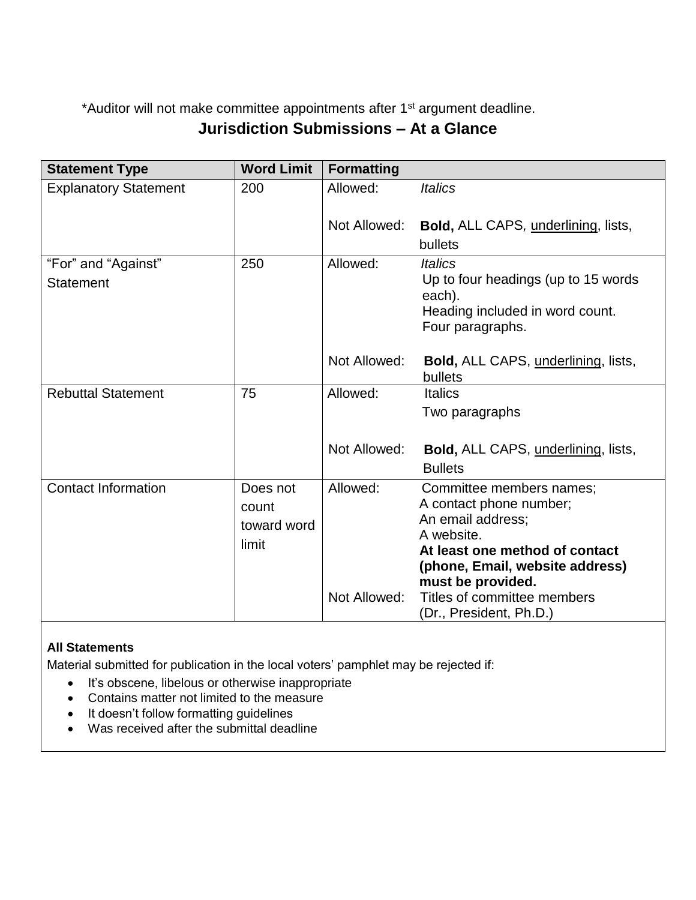*Auditor will not make committee appointments after 1st argument deadline.

## Jurisdiction Submissions – At a Glance

| Statement Type | Word Limit | Formatting | |
|---|---|---|---|
| Explanatory Statement | 200 | Allowed: | *Italics* |
| | | Not Allowed: | **Bold,** ALL CAPS, underlining, lists, bullets |
| "For" and "Against" Statement | 250 | Allowed: | *Italics*<br>Up to four headings (up to 15 words each).<br>Heading included in word count.<br>Four paragraphs. |
| | | Not Allowed: | **Bold,** ALL CAPS, underlining, lists, bullets |
| Rebuttal Statement | 75 | Allowed: | Italics<br>Two paragraphs |
| | | Not Allowed: | **Bold,** ALL CAPS, underlining, lists, Bullets |
| Contact Information | Does not count toward word limit | Allowed: | Committee members names;<br>A contact phone number;<br>An email address;<br>A website.<br>**At least one method of contact (phone, Email, website address) must be provided.** |
| | | Not Allowed: | Titles of committee members (Dr., President, Ph.D.) |

**All Statements**

Material submitted for publication in the local voters' pamphlet may be rejected if:

- It's obscene, libelous or otherwise inappropriate
- Contains matter not limited to the measure
- It doesn't follow formatting guidelines
- Was received after the submittal deadline